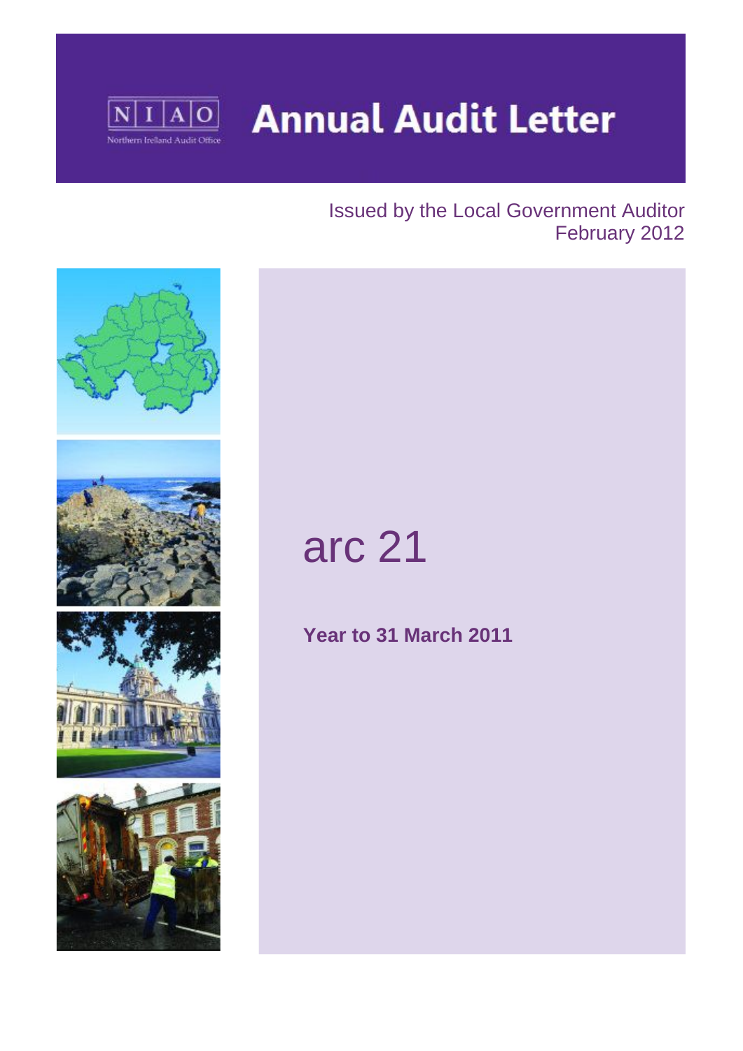# Annual Audit Letter

Issued by the Local Government Auditor
February 2012

# arc 21

**Year to 31 March 2011**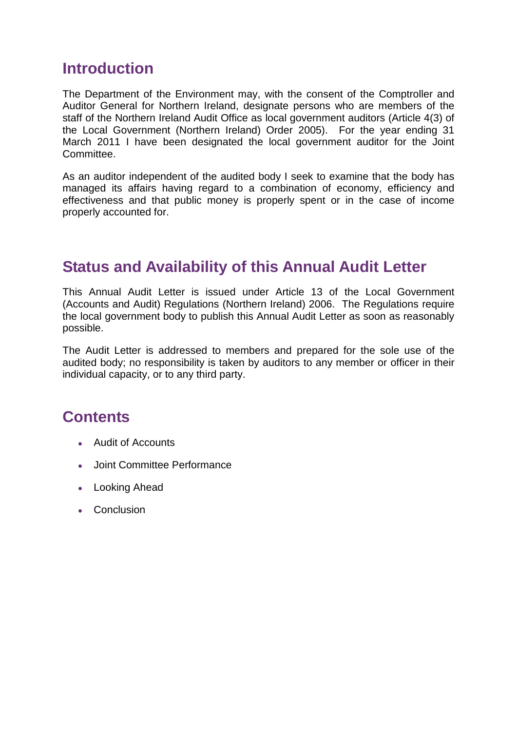## Introduction

The Department of the Environment may, with the consent of the Comptroller and Auditor General for Northern Ireland, designate persons who are members of the staff of the Northern Ireland Audit Office as local government auditors (Article 4(3) of the Local Government (Northern Ireland) Order 2005). For the year ending 31 March 2011 I have been designated the local government auditor for the Joint Committee.

As an auditor independent of the audited body I seek to examine that the body has managed its affairs having regard to a combination of economy, efficiency and effectiveness and that public money is properly spent or in the case of income properly accounted for.

## Status and Availability of this Annual Audit Letter

This Annual Audit Letter is issued under Article 13 of the Local Government (Accounts and Audit) Regulations (Northern Ireland) 2006. The Regulations require the local government body to publish this Annual Audit Letter as soon as reasonably possible.

The Audit Letter is addressed to members and prepared for the sole use of the audited body; no responsibility is taken by auditors to any member or officer in their individual capacity, or to any third party.

## Contents

- Audit of Accounts
- Joint Committee Performance
- Looking Ahead
- Conclusion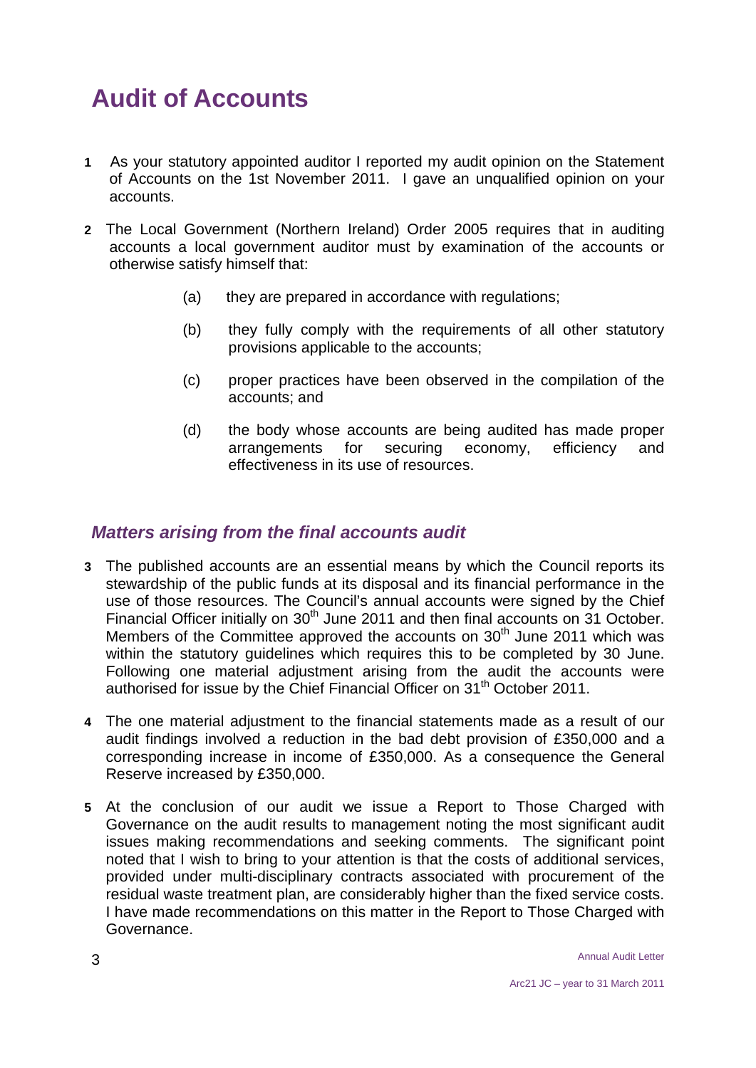# Audit of Accounts

**1** As your statutory appointed auditor I reported my audit opinion on the Statement of Accounts on the 1st November 2011. I gave an unqualified opinion on your accounts.

**2** The Local Government (Northern Ireland) Order 2005 requires that in auditing accounts a local government auditor must by examination of the accounts or otherwise satisfy himself that:

(a) they are prepared in accordance with regulations;

(b) they fully comply with the requirements of all other statutory provisions applicable to the accounts;

(c) proper practices have been observed in the compilation of the accounts; and

(d) the body whose accounts are being audited has made proper arrangements for securing economy, efficiency and effectiveness in its use of resources.

## *Matters arising from the final accounts audit*

**3** The published accounts are an essential means by which the Council reports its stewardship of the public funds at its disposal and its financial performance in the use of those resources. The Council's annual accounts were signed by the Chief Financial Officer initially on 30th June 2011 and then final accounts on 31 October. Members of the Committee approved the accounts on 30th June 2011 which was within the statutory guidelines which requires this to be completed by 30 June. Following one material adjustment arising from the audit the accounts were authorised for issue by the Chief Financial Officer on 31st October 2011.

**4** The one material adjustment to the financial statements made as a result of our audit findings involved a reduction in the bad debt provision of £350,000 and a corresponding increase in income of £350,000. As a consequence the General Reserve increased by £350,000.

**5** At the conclusion of our audit we issue a Report to Those Charged with Governance on the audit results to management noting the most significant audit issues making recommendations and seeking comments. The significant point noted that I wish to bring to your attention is that the costs of additional services, provided under multi-disciplinary contracts associated with procurement of the residual waste treatment plan, are considerably higher than the fixed service costs. I have made recommendations on this matter in the Report to Those Charged with Governance.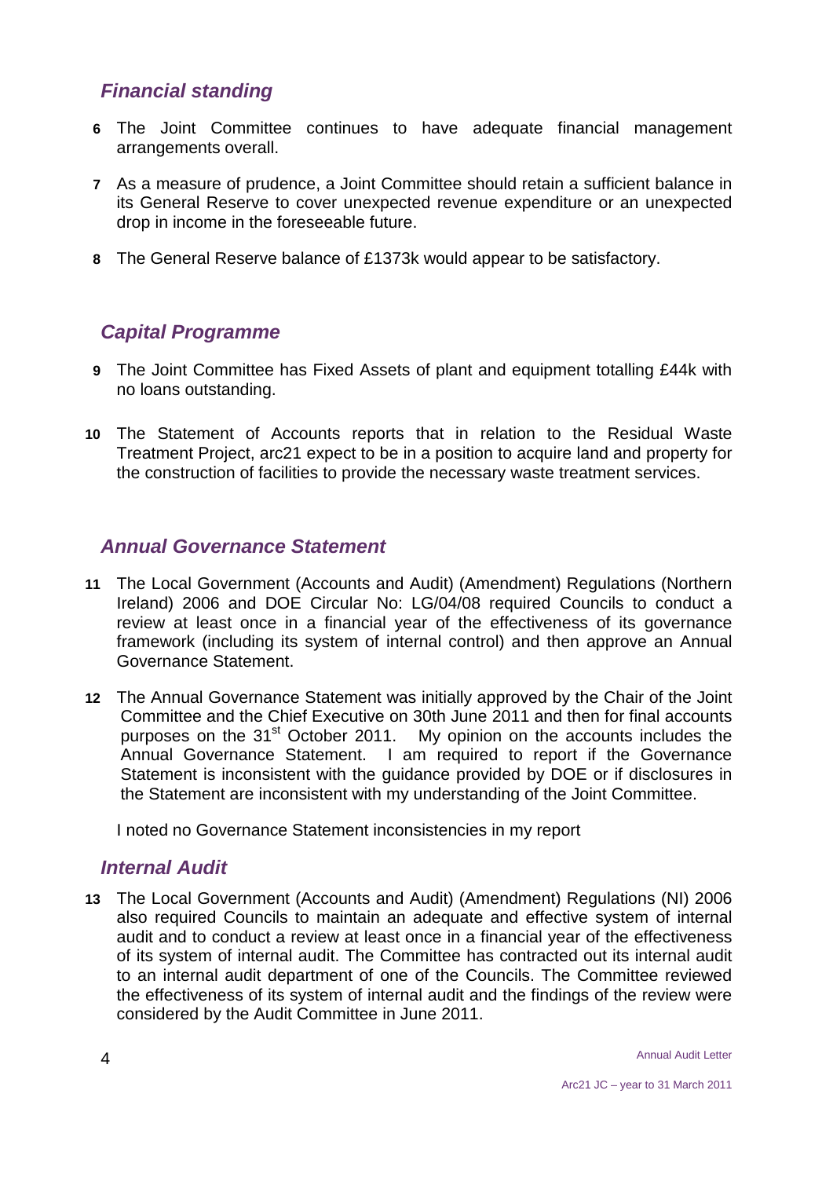## *Financial standing*

**6** The Joint Committee continues to have adequate financial management arrangements overall.

**7** As a measure of prudence, a Joint Committee should retain a sufficient balance in its General Reserve to cover unexpected revenue expenditure or an unexpected drop in income in the foreseeable future.

**8** The General Reserve balance of £1373k would appear to be satisfactory.

## *Capital Programme*

**9** The Joint Committee has Fixed Assets of plant and equipment totalling £44k with no loans outstanding.

**10** The Statement of Accounts reports that in relation to the Residual Waste Treatment Project, arc21 expect to be in a position to acquire land and property for the construction of facilities to provide the necessary waste treatment services.

## *Annual Governance Statement*

**11** The Local Government (Accounts and Audit) (Amendment) Regulations (Northern Ireland) 2006 and DOE Circular No: LG/04/08 required Councils to conduct a review at least once in a financial year of the effectiveness of its governance framework (including its system of internal control) and then approve an Annual Governance Statement.

**12** The Annual Governance Statement was initially approved by the Chair of the Joint Committee and the Chief Executive on 30th June 2011 and then for final accounts purposes on the 31st October 2011. My opinion on the accounts includes the Annual Governance Statement. I am required to report if the Governance Statement is inconsistent with the guidance provided by DOE or if disclosures in the Statement are inconsistent with my understanding of the Joint Committee.

I noted no Governance Statement inconsistencies in my report

## *Internal Audit*

**13** The Local Government (Accounts and Audit) (Amendment) Regulations (NI) 2006 also required Councils to maintain an adequate and effective system of internal audit and to conduct a review at least once in a financial year of the effectiveness of its system of internal audit. The Committee has contracted out its internal audit to an internal audit department of one of the Councils. The Committee reviewed the effectiveness of its system of internal audit and the findings of the review were considered by the Audit Committee in June 2011.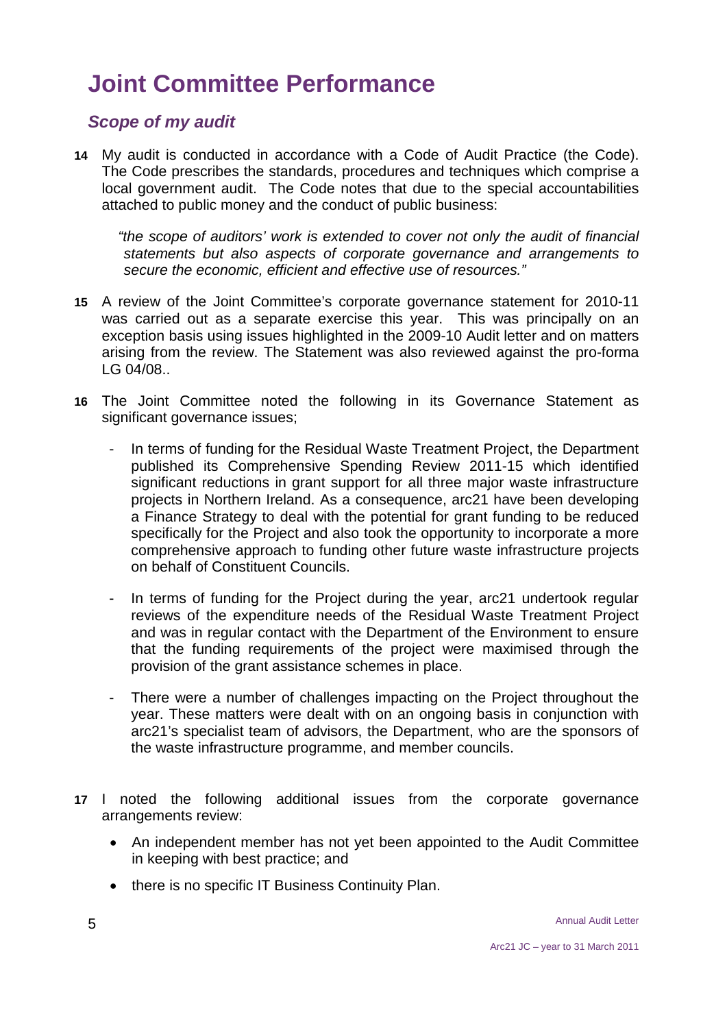# Joint Committee Performance

## *Scope of my audit*

**14** My audit is conducted in accordance with a Code of Audit Practice (the Code). The Code prescribes the standards, procedures and techniques which comprise a local government audit. The Code notes that due to the special accountabilities attached to public money and the conduct of public business:

> *"the scope of auditors' work is extended to cover not only the audit of financial statements but also aspects of corporate governance and arrangements to secure the economic, efficient and effective use of resources."*

**15** A review of the Joint Committee's corporate governance statement for 2010-11 was carried out as a separate exercise this year. This was principally on an exception basis using issues highlighted in the 2009-10 Audit letter and on matters arising from the review. The Statement was also reviewed against the pro-forma LG 04/08..

**16** The Joint Committee noted the following in its Governance Statement as significant governance issues;

- In terms of funding for the Residual Waste Treatment Project, the Department published its Comprehensive Spending Review 2011-15 which identified significant reductions in grant support for all three major waste infrastructure projects in Northern Ireland. As a consequence, arc21 have been developing a Finance Strategy to deal with the potential for grant funding to be reduced specifically for the Project and also took the opportunity to incorporate a more comprehensive approach to funding other future waste infrastructure projects on behalf of Constituent Councils.

- In terms of funding for the Project during the year, arc21 undertook regular reviews of the expenditure needs of the Residual Waste Treatment Project and was in regular contact with the Department of the Environment to ensure that the funding requirements of the project were maximised through the provision of the grant assistance schemes in place.

- There were a number of challenges impacting on the Project throughout the year. These matters were dealt with on an ongoing basis in conjunction with arc21's specialist team of advisors, the Department, who are the sponsors of the waste infrastructure programme, and member councils.

**17** I noted the following additional issues from the corporate governance arrangements review:

- An independent member has not yet been appointed to the Audit Committee in keeping with best practice; and
- there is no specific IT Business Continuity Plan.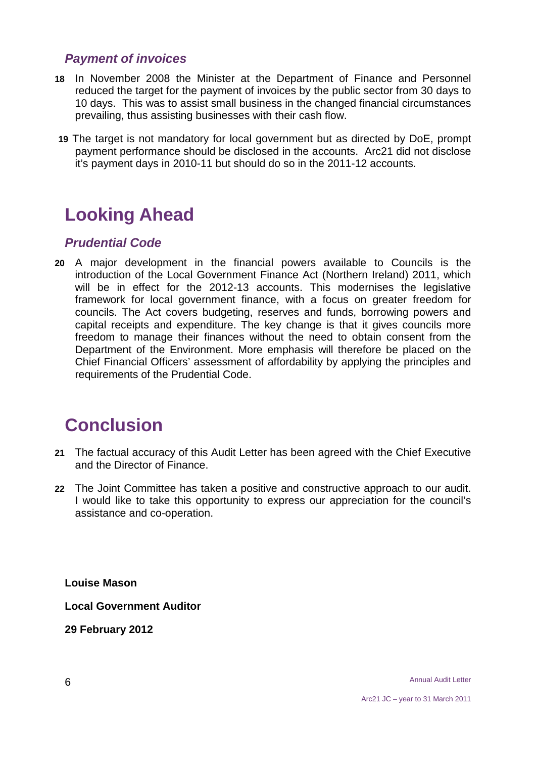### *Payment of invoices*

**18** In November 2008 the Minister at the Department of Finance and Personnel reduced the target for the payment of invoices by the public sector from 30 days to 10 days. This was to assist small business in the changed financial circumstances prevailing, thus assisting businesses with their cash flow.

**19** The target is not mandatory for local government but as directed by DoE, prompt payment performance should be disclosed in the accounts. Arc21 did not disclose it's payment days in 2010-11 but should do so in the 2011-12 accounts.

## Looking Ahead

### *Prudential Code*

**20** A major development in the financial powers available to Councils is the introduction of the Local Government Finance Act (Northern Ireland) 2011, which will be in effect for the 2012-13 accounts. This modernises the legislative framework for local government finance, with a focus on greater freedom for councils. The Act covers budgeting, reserves and funds, borrowing powers and capital receipts and expenditure. The key change is that it gives councils more freedom to manage their finances without the need to obtain consent from the Department of the Environment. More emphasis will therefore be placed on the Chief Financial Officers' assessment of affordability by applying the principles and requirements of the Prudential Code.

## Conclusion

**21** The factual accuracy of this Audit Letter has been agreed with the Chief Executive and the Director of Finance.

**22** The Joint Committee has taken a positive and constructive approach to our audit. I would like to take this opportunity to express our appreciation for the council's assistance and co-operation.

**Louise Mason**

**Local Government Auditor**

**29 February 2012**